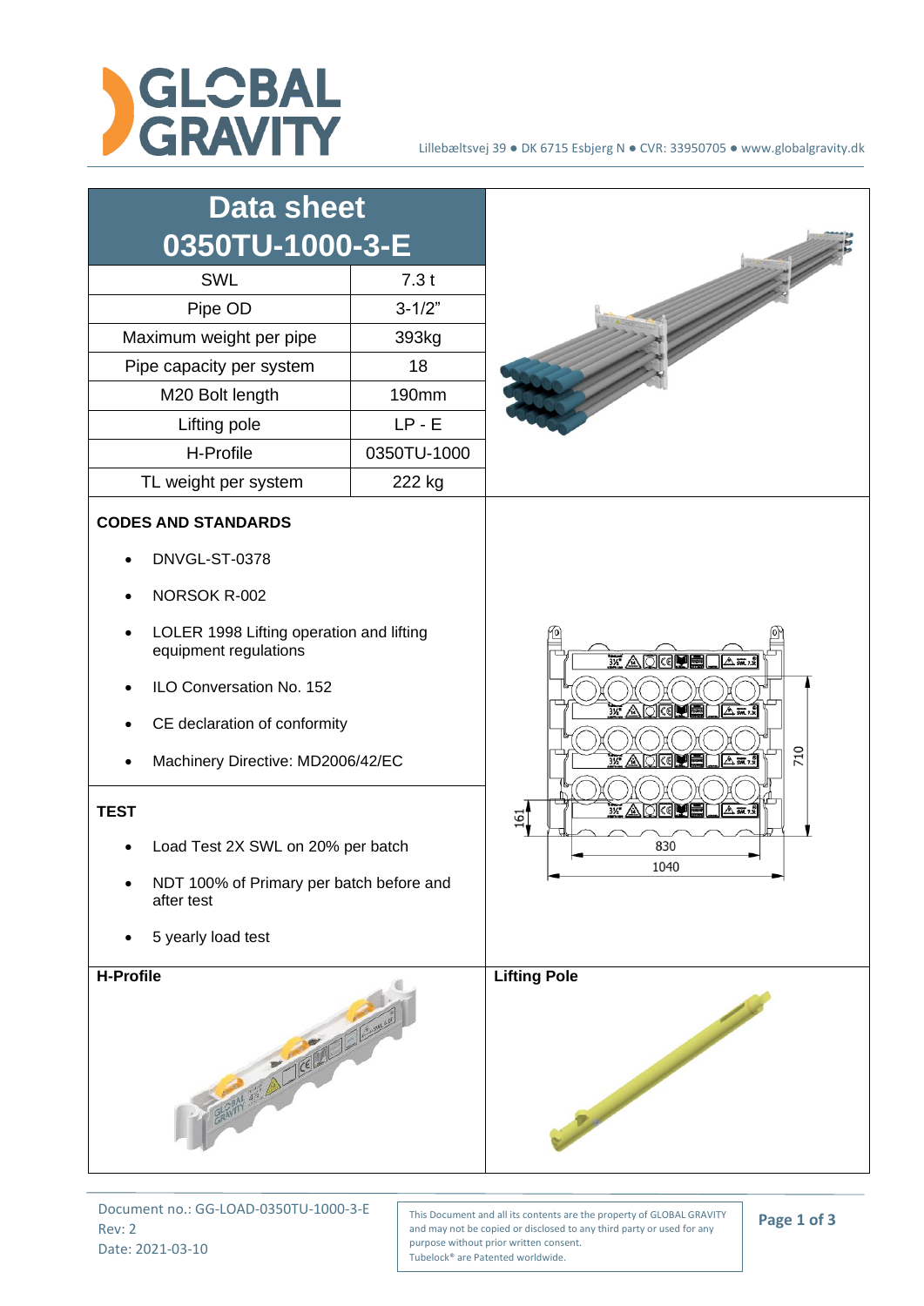Lillebæltsvej 39 ● DK 6715 Esbjerg N ● CVR: 33950705 ● www.globalgravity.dk

# Data sheet 0350TU-1000-3-E

| Data sheet 0350TU-1000-3-E | |
|---|---|
| SWL | 7.3 t |
| Pipe OD | 3-1/2" |
| Maximum weight per pipe | 393kg |
| Pipe capacity per system | 18 |
| M20 Bolt length | 190mm |
| Lifting pole | LP - E |
| H-Profile | 0350TU-1000 |
| TL weight per system | 222 kg |

## CODES AND STANDARDS

- DNVGL-ST-0378
- NORSOK R-002
- LOLER 1998 Lifting operation and lifting equipment regulations
- ILO Conversation No. 152
- CE declaration of conformity
- Machinery Directive: MD2006/42/EC

## TEST

- Load Test 2X SWL on 20% per batch
- NDT 100% of Primary per batch before and after test
- 5 yearly load test

710

161

830

1040

## H-Profile

## Lifting Pole

Document no.: GG-LOAD-0350TU-1000-3-E
Rev: 2
Date: 2021-03-10

This Document and all its contents are the property of GLOBAL GRAVITY and may not be copied or disclosed to any third party or used for any purpose without prior written consent.
Tubelock® are Patented worldwide.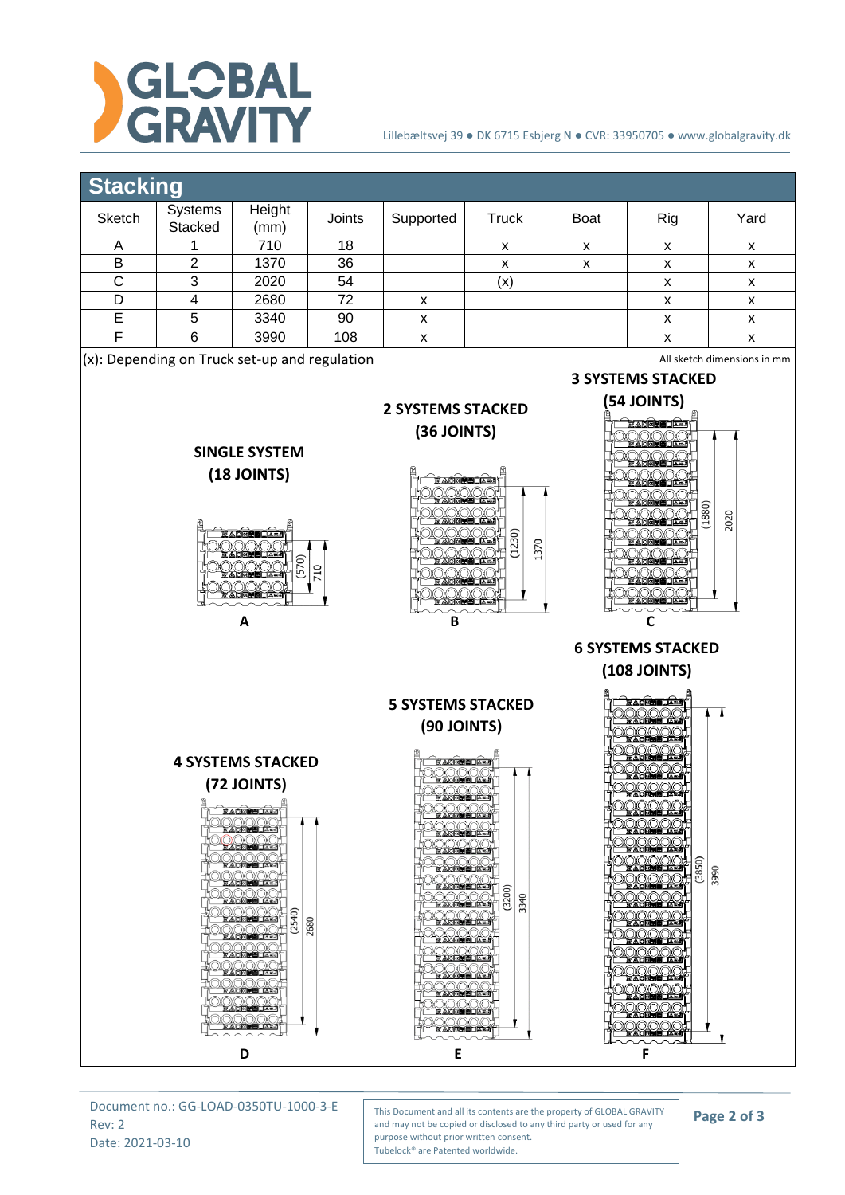## Stacking

| Sketch | Systems Stacked | Height (mm) | Joints | Supported | Truck | Boat | Rig | Yard |
|---|---|---|---|---|---|---|---|---|
| A | 1 | 710 | 18 | | x | x | x | x |
| B | 2 | 1370 | 36 | | x | x | x | x |
| C | 3 | 2020 | 54 | | (x) | | x | x |
| D | 4 | 2680 | 72 | x | | | x | x |
| E | 5 | 3340 | 90 | x | | | x | x |
| F | 6 | 3990 | 108 | x | | | x | x |

(x): Depending on Truck set-up and regulation

All sketch dimensions in mm

**SINGLE SYSTEM (18 JOINTS)**

(570) 710

A

**2 SYSTEMS STACKED (36 JOINTS)**

(1230) 1370

B

**3 SYSTEMS STACKED (54 JOINTS)**

(1880) 2020

C

**4 SYSTEMS STACKED (72 JOINTS)**

(2540) 2680

D

**5 SYSTEMS STACKED (90 JOINTS)**

(3200) 3340

E

**6 SYSTEMS STACKED (108 JOINTS)**

(3850) 3990

F

Document no.: GG-LOAD-0350TU-1000-3-E
Rev: 2
Date: 2021-03-10

This Document and all its contents are the property of GLOBAL GRAVITY and may not be copied or disclosed to any third party or used for any purpose without prior written consent.
Tubelock® are Patented worldwide.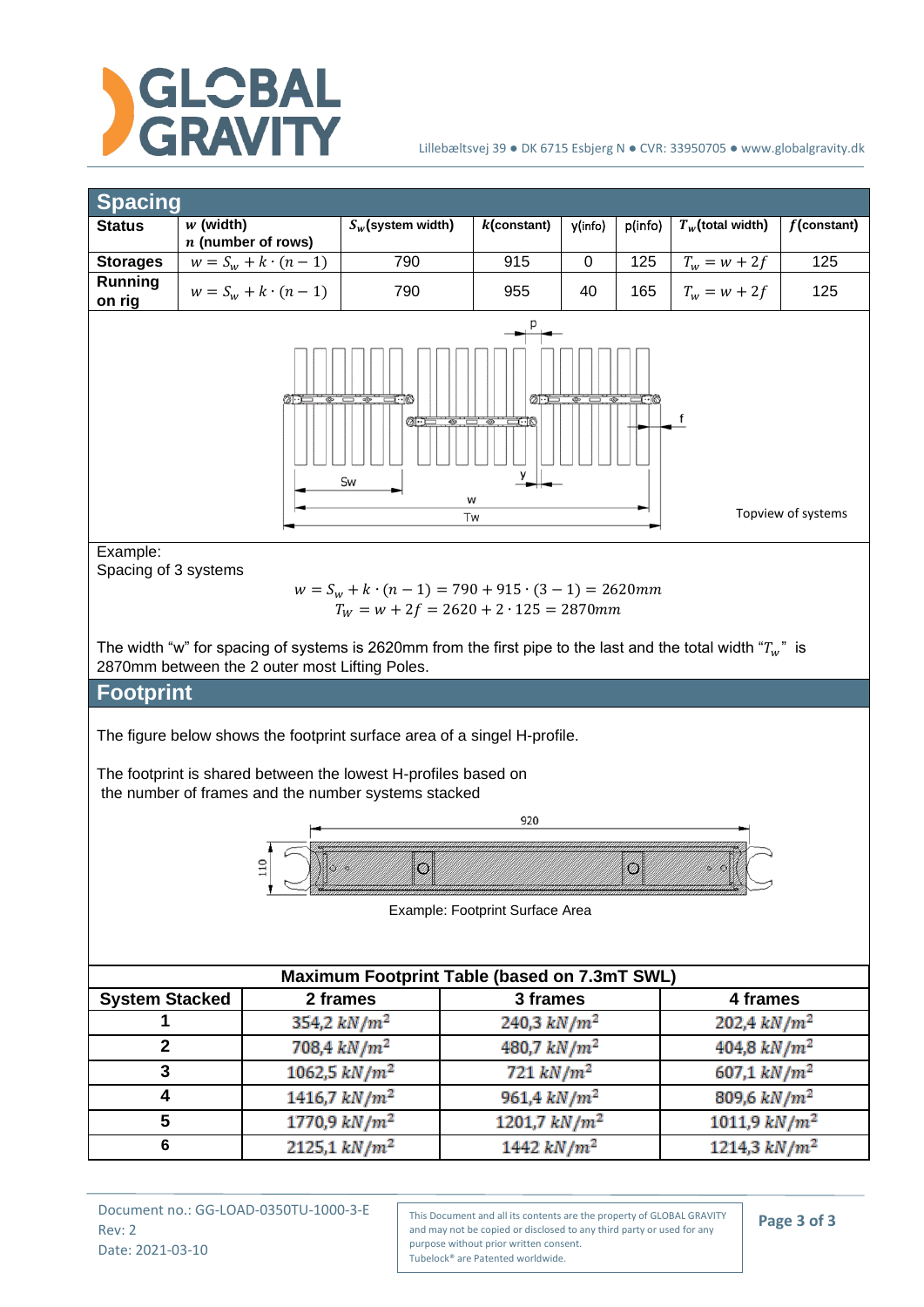## Spacing

| Status | $w$ (width) $n$ (number of rows) | $S_w$(system width) | $k$(constant) | y(info) | p(info) | $T_w$(total width) | $f$(constant) |
|---|---|---|---|---|---|---|---|
| Storages | $w = S_w + k \cdot (n-1)$ | 790 | 915 | 0 | 125 | $T_w = w + 2f$ | 125 |
| Running on rig | $w = S_w + k \cdot (n-1)$ | 790 | 955 | 40 | 165 | $T_w = w + 2f$ | 125 |

p

f

Sw

y

w

Tw

Topview of systems

Example:
Spacing of 3 systems

$$w = S_w + k \cdot (n-1) = 790 + 915 \cdot (3-1) = 2620mm$$
$$T_W = w + 2f = 2620 + 2 \cdot 125 = 2870mm$$

The width "w" for spacing of systems is 2620mm from the first pipe to the last and the total width "$T_w$" is 2870mm between the 2 outer most Lifting Poles.

## Footprint

The figure below shows the footprint surface area of a singel H-profile.

The footprint is shared between the lowest H-profiles based on the number of frames and the number systems stacked

920

110

Example: Footprint Surface Area

| Maximum Footprint Table (based on 7.3mT SWL) | | | |
|---|---|---|---|
| **System Stacked** | **2 frames** | **3 frames** | **4 frames** |
| **1** | $354{,}2\ kN/m^2$ | $240{,}3\ kN/m^2$ | $202{,}4\ kN/m^2$ |
| **2** | $708{,}4\ kN/m^2$ | $480{,}7\ kN/m^2$ | $404{,}8\ kN/m^2$ |
| **3** | $1062{,}5\ kN/m^2$ | $721\ kN/m^2$ | $607{,}1\ kN/m^2$ |
| **4** | $1416{,}7\ kN/m^2$ | $961{,}4\ kN/m^2$ | $809{,}6\ kN/m^2$ |
| **5** | $1770{,}9\ kN/m^2$ | $1201{,}7\ kN/m^2$ | $1011{,}9\ kN/m^2$ |
| **6** | $2125{,}1\ kN/m^2$ | $1442\ kN/m^2$ | $1214{,}3\ kN/m^2$ |